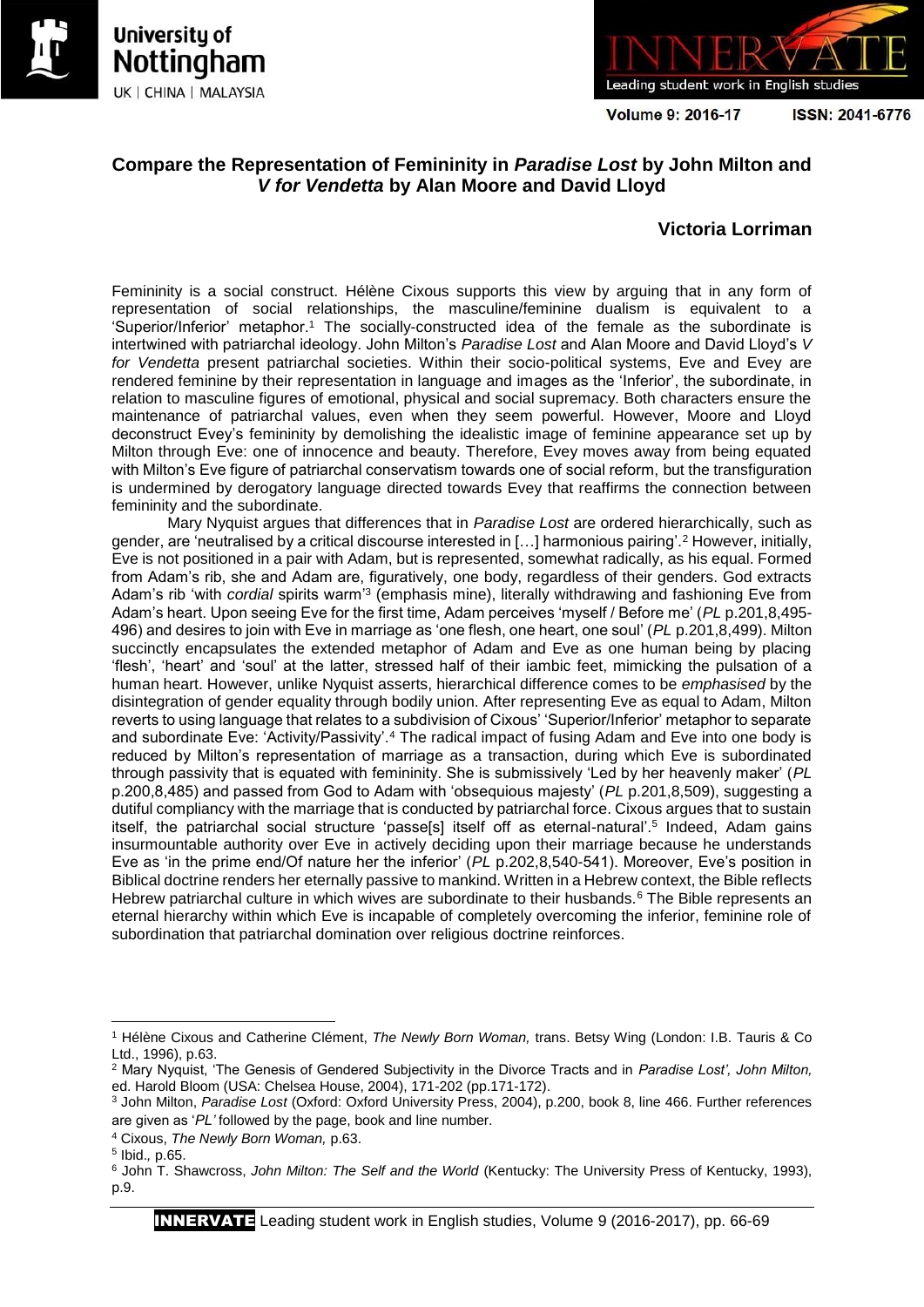# Compare the Representation of Femininity in *Paradise Lost* by John Milton and *V for Vendetta* by Alan Moore and David Lloyd

**Victoria Lorriman**

Femininity is a social construct. Hélène Cixous supports this view by arguing that in any form of representation of social relationships, the masculine/feminine dualism is equivalent to a 'Superior/Inferior' metaphor.[1] The socially-constructed idea of the female as the subordinate is intertwined with patriarchal ideology. John Milton's *Paradise Lost* and Alan Moore and David Lloyd's *V for Vendetta* present patriarchal societies. Within their socio-political systems, Eve and Evey are rendered feminine by their representation in language and images as the 'Inferior', the subordinate, in relation to masculine figures of emotional, physical and social supremacy. Both characters ensure the maintenance of patriarchal values, even when they seem powerful. However, Moore and Lloyd deconstruct Evey's femininity by demolishing the idealistic image of feminine appearance set up by Milton through Eve: one of innocence and beauty. Therefore, Evey moves away from being equated with Milton's Eve figure of patriarchal conservatism towards one of social reform, but the transfiguration is undermined by derogatory language directed towards Evey that reaffirms the connection between femininity and the subordinate.

Mary Nyquist argues that differences that in *Paradise Lost* are ordered hierarchically, such as gender, are 'neutralised by a critical discourse interested in […] harmonious pairing'.[2] However, initially, Eve is not positioned in a pair with Adam, but is represented, somewhat radically, as his equal. Formed from Adam's rib, she and Adam are, figuratively, one body, regardless of their genders. God extracts Adam's rib 'with *cordial* spirits warm'[3] (emphasis mine), literally withdrawing and fashioning Eve from Adam's heart. Upon seeing Eve for the first time, Adam perceives 'myself / Before me' (*PL* p.201,8,495-496) and desires to join with Eve in marriage as 'one flesh, one heart, one soul' (*PL* p.201,8,499). Milton succinctly encapsulates the extended metaphor of Adam and Eve as one human being by placing 'flesh', 'heart' and 'soul' at the latter, stressed half of their iambic feet, mimicking the pulsation of a human heart. However, unlike Nyquist asserts, hierarchical difference comes to be *emphasised* by the disintegration of gender equality through bodily union. After representing Eve as equal to Adam, Milton reverts to using language that relates to a subdivision of Cixous' 'Superior/Inferior' metaphor to separate and subordinate Eve: 'Activity/Passivity'.[4] The radical impact of fusing Adam and Eve into one body is reduced by Milton's representation of marriage as a transaction, during which Eve is subordinated through passivity that is equated with femininity. She is submissively 'Led by her heavenly maker' (*PL* p.200,8,485) and passed from God to Adam with 'obsequious majesty' (*PL* p.201,8,509), suggesting a dutiful compliancy with the marriage that is conducted by patriarchal force. Cixous argues that to sustain itself, the patriarchal social structure 'passe[s] itself off as eternal-natural'.[5] Indeed, Adam gains insurmountable authority over Eve in actively deciding upon their marriage because he understands Eve as 'in the prime end/Of nature her the inferior' (*PL* p.202,8,540-541). Moreover, Eve's position in Biblical doctrine renders her eternally passive to mankind. Written in a Hebrew context, the Bible reflects Hebrew patriarchal culture in which wives are subordinate to their husbands.[6] The Bible represents an eternal hierarchy within which Eve is incapable of completely overcoming the inferior, feminine role of subordination that patriarchal domination over religious doctrine reinforces.

---

[1] Hélène Cixous and Catherine Clément, *The Newly Born Woman,* trans. Betsy Wing (London: I.B. Tauris & Co Ltd., 1996), p.63.

[2] Mary Nyquist, 'The Genesis of Gendered Subjectivity in the Divorce Tracts and in *Paradise Lost', John Milton,* ed. Harold Bloom (USA: Chelsea House, 2004), 171-202 (pp.171-172).

[3] John Milton, *Paradise Lost* (Oxford: Oxford University Press, 2004), p.200, book 8, line 466. Further references are given as '*PL'* followed by the page, book and line number.

[4] Cixous, *The Newly Born Woman,* p.63.

[5] Ibid.*,* p.65.

[6] John T. Shawcross, *John Milton: The Self and the World* (Kentucky: The University Press of Kentucky, 1993), p.9.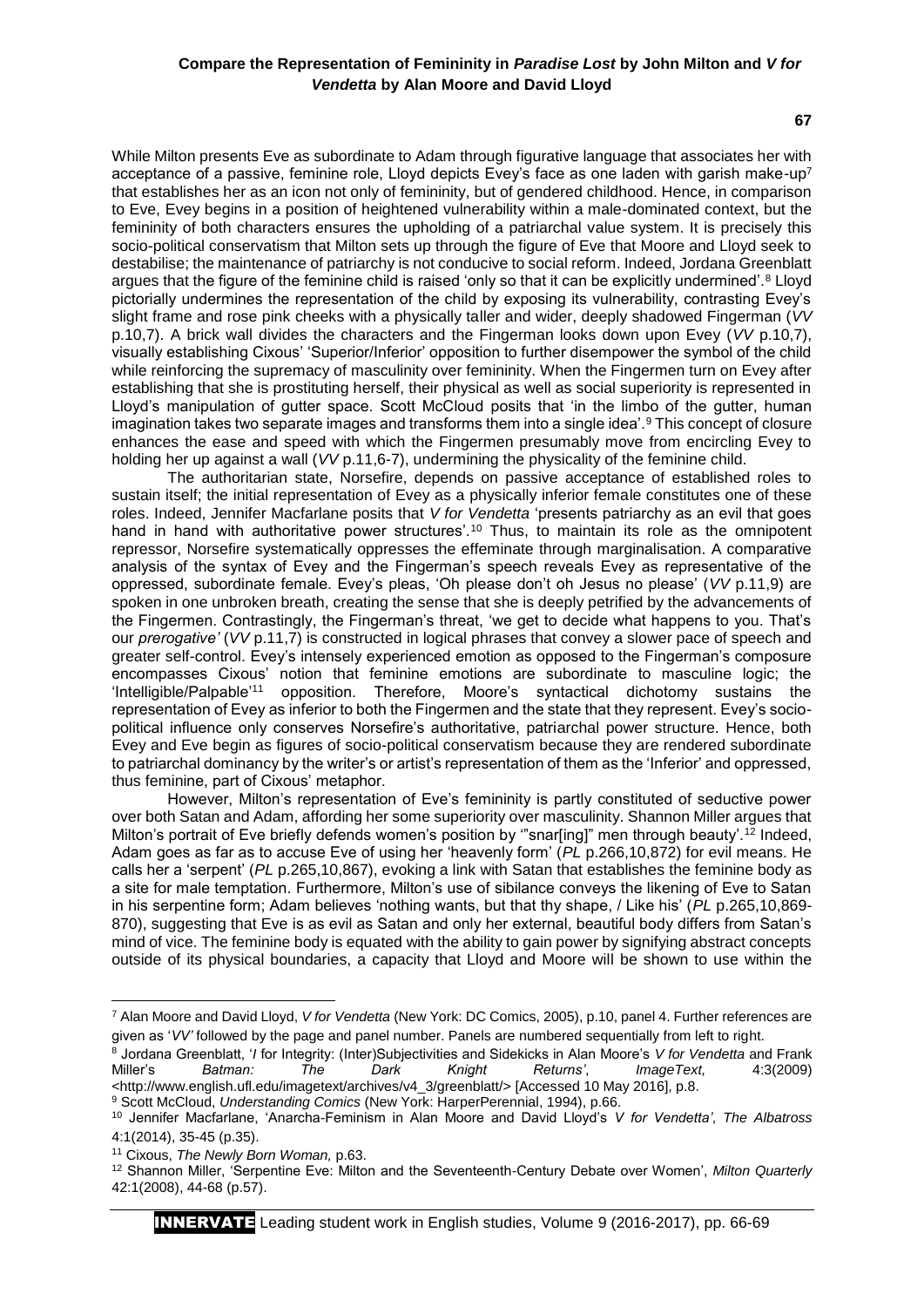While Milton presents Eve as subordinate to Adam through figurative language that associates her with acceptance of a passive, feminine role, Lloyd depicts Evey's face as one laden with garish make-up[7] that establishes her as an icon not only of femininity, but of gendered childhood. Hence, in comparison to Eve, Evey begins in a position of heightened vulnerability within a male-dominated context, but the femininity of both characters ensures the upholding of a patriarchal value system. It is precisely this socio-political conservatism that Milton sets up through the figure of Eve that Moore and Lloyd seek to destabilise; the maintenance of patriarchy is not conducive to social reform. Indeed, Jordana Greenblatt argues that the figure of the feminine child is raised 'only so that it can be explicitly undermined'.[8] Lloyd pictorially undermines the representation of the child by exposing its vulnerability, contrasting Evey's slight frame and rose pink cheeks with a physically taller and wider, deeply shadowed Fingerman (*VV* p.10,7). A brick wall divides the characters and the Fingerman looks down upon Evey (*VV* p.10,7), visually establishing Cixous' 'Superior/Inferior' opposition to further disempower the symbol of the child while reinforcing the supremacy of masculinity over femininity. When the Fingermen turn on Evey after establishing that she is prostituting herself, their physical as well as social superiority is represented in Lloyd's manipulation of gutter space. Scott McCloud posits that 'in the limbo of the gutter, human imagination takes two separate images and transforms them into a single idea'.[9] This concept of closure enhances the ease and speed with which the Fingermen presumably move from encircling Evey to holding her up against a wall (*VV* p.11,6-7), undermining the physicality of the feminine child.

The authoritarian state, Norsefire, depends on passive acceptance of established roles to sustain itself; the initial representation of Evey as a physically inferior female constitutes one of these roles. Indeed, Jennifer Macfarlane posits that *V for Vendetta* 'presents patriarchy as an evil that goes hand in hand with authoritative power structures'.[10] Thus, to maintain its role as the omnipotent repressor, Norsefire systematically oppresses the effeminate through marginalisation. A comparative analysis of the syntax of Evey and the Fingerman's speech reveals Evey as representative of the oppressed, subordinate female. Evey's pleas, 'Oh please don't oh Jesus no please' (*VV* p.11,9) are spoken in one unbroken breath, creating the sense that she is deeply petrified by the advancements of the Fingermen. Contrastingly, the Fingerman's threat, 'we get to decide what happens to you. That's our *prerogative'* (*VV* p.11,7) is constructed in logical phrases that convey a slower pace of speech and greater self-control. Evey's intensely experienced emotion as opposed to the Fingerman's composure encompasses Cixous' notion that feminine emotions are subordinate to masculine logic; the 'Intelligible/Palpable'[11] opposition. Therefore, Moore's syntactical dichotomy sustains the representation of Evey as inferior to both the Fingermen and the state that they represent. Evey's socio-political influence only conserves Norsefire's authoritative, patriarchal power structure. Hence, both Evey and Eve begin as figures of socio-political conservatism because they are rendered subordinate to patriarchal dominancy by the writer's or artist's representation of them as the 'Inferior' and oppressed, thus feminine, part of Cixous' metaphor.

However, Milton's representation of Eve's femininity is partly constituted of seductive power over both Satan and Adam, affording her some superiority over masculinity. Shannon Miller argues that Milton's portrait of Eve briefly defends women's position by '"snar[ing]" men through beauty'.[12] Indeed, Adam goes as far as to accuse Eve of using her 'heavenly form' (*PL* p.266,10,872) for evil means. He calls her a 'serpent' (*PL* p.265,10,867), evoking a link with Satan that establishes the feminine body as a site for male temptation. Furthermore, Milton's use of sibilance conveys the likening of Eve to Satan in his serpentine form; Adam believes 'nothing wants, but that thy shape, / Like his' (*PL* p.265,10,869-870), suggesting that Eve is as evil as Satan and only her external, beautiful body differs from Satan's mind of vice. The feminine body is equated with the ability to gain power by signifying abstract concepts outside of its physical boundaries, a capacity that Lloyd and Moore will be shown to use within the

---

[7] Alan Moore and David Lloyd, *V for Vendetta* (New York: DC Comics, 2005), p.10, panel 4. Further references are given as '*VV'* followed by the page and panel number. Panels are numbered sequentially from left to right.

[8] Jordana Greenblatt, '*I* for Integrity: (Inter)Subjectivities and Sidekicks in Alan Moore's *V for Vendetta* and Frank Miller's *Batman: The Dark Knight Returns'*, *ImageText,* 4:3(2009) <http://www.english.ufl.edu/imagetext/archives/v4_3/greenblatt/> [Accessed 10 May 2016], p.8.

[9] Scott McCloud, *Understanding Comics* (New York: HarperPerennial, 1994), p.66.

[10] Jennifer Macfarlane, 'Anarcha-Feminism in Alan Moore and David Lloyd's *V for Vendetta'*, *The Albatross* 4:1(2014), 35-45 (p.35).

[11] Cixous, *The Newly Born Woman,* p.63.

[12] Shannon Miller, 'Serpentine Eve: Milton and the Seventeenth-Century Debate over Women', *Milton Quarterly* 42:1(2008), 44-68 (p.57).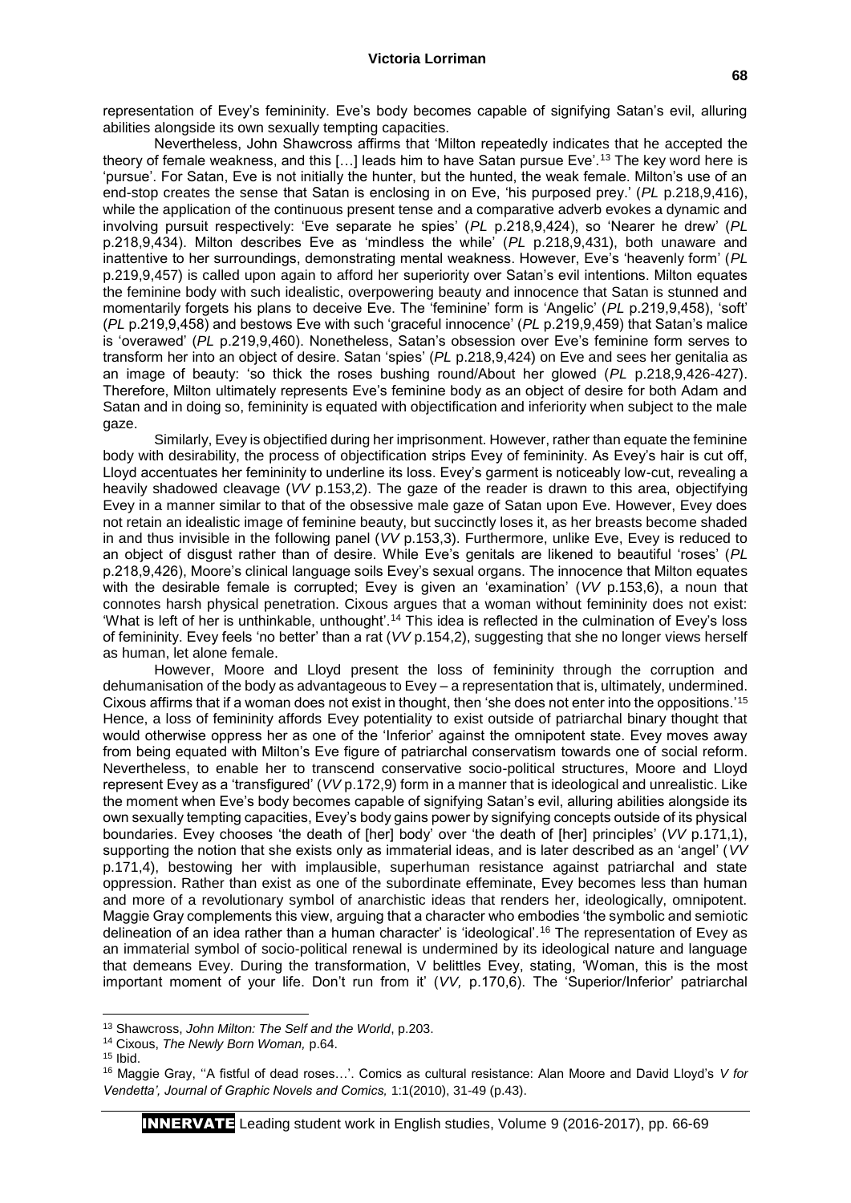representation of Evey's femininity. Eve's body becomes capable of signifying Satan's evil, alluring abilities alongside its own sexually tempting capacities.

Nevertheless, John Shawcross affirms that 'Milton repeatedly indicates that he accepted the theory of female weakness, and this […] leads him to have Satan pursue Eve'.[13] The key word here is 'pursue'. For Satan, Eve is not initially the hunter, but the hunted, the weak female. Milton's use of an end-stop creates the sense that Satan is enclosing in on Eve, 'his purposed prey.' (*PL* p.218,9,416), while the application of the continuous present tense and a comparative adverb evokes a dynamic and involving pursuit respectively: 'Eve separate he spies' (*PL* p.218,9,424), so 'Nearer he drew' (*PL* p.218,9,434). Milton describes Eve as 'mindless the while' (*PL* p.218,9,431), both unaware and inattentive to her surroundings, demonstrating mental weakness. However, Eve's 'heavenly form' (*PL* p.219,9,457) is called upon again to afford her superiority over Satan's evil intentions. Milton equates the feminine body with such idealistic, overpowering beauty and innocence that Satan is stunned and momentarily forgets his plans to deceive Eve. The 'feminine' form is 'Angelic' (*PL* p.219,9,458), 'soft' (*PL* p.219,9,458) and bestows Eve with such 'graceful innocence' (*PL* p.219,9,459) that Satan's malice is 'overawed' (*PL* p.219,9,460). Nonetheless, Satan's obsession over Eve's feminine form serves to transform her into an object of desire. Satan 'spies' (*PL* p.218,9,424) on Eve and sees her genitalia as an image of beauty: 'so thick the roses bushing round/About her glowed (*PL* p.218,9,426-427). Therefore, Milton ultimately represents Eve's feminine body as an object of desire for both Adam and Satan and in doing so, femininity is equated with objectification and inferiority when subject to the male gaze.

Similarly, Evey is objectified during her imprisonment. However, rather than equate the feminine body with desirability, the process of objectification strips Evey of femininity. As Evey's hair is cut off, Lloyd accentuates her femininity to underline its loss. Evey's garment is noticeably low-cut, revealing a heavily shadowed cleavage (*VV* p.153,2). The gaze of the reader is drawn to this area, objectifying Evey in a manner similar to that of the obsessive male gaze of Satan upon Eve. However, Evey does not retain an idealistic image of feminine beauty, but succinctly loses it, as her breasts become shaded in and thus invisible in the following panel (*VV* p.153,3). Furthermore, unlike Eve, Evey is reduced to an object of disgust rather than of desire. While Eve's genitals are likened to beautiful 'roses' (*PL* p.218,9,426), Moore's clinical language soils Evey's sexual organs. The innocence that Milton equates with the desirable female is corrupted; Evey is given an 'examination' (*VV* p.153,6), a noun that connotes harsh physical penetration. Cixous argues that a woman without femininity does not exist: 'What is left of her is unthinkable, unthought'.[14] This idea is reflected in the culmination of Evey's loss of femininity. Evey feels 'no better' than a rat (*VV* p.154,2), suggesting that she no longer views herself as human, let alone female.

However, Moore and Lloyd present the loss of femininity through the corruption and dehumanisation of the body as advantageous to Evey – a representation that is, ultimately, undermined. Cixous affirms that if a woman does not exist in thought, then 'she does not enter into the oppositions.'[15] Hence, a loss of femininity affords Evey potentiality to exist outside of patriarchal binary thought that would otherwise oppress her as one of the 'Inferior' against the omnipotent state. Evey moves away from being equated with Milton's Eve figure of patriarchal conservatism towards one of social reform. Nevertheless, to enable her to transcend conservative socio-political structures, Moore and Lloyd represent Evey as a 'transfigured' (*VV* p.172,9) form in a manner that is ideological and unrealistic. Like the moment when Eve's body becomes capable of signifying Satan's evil, alluring abilities alongside its own sexually tempting capacities, Evey's body gains power by signifying concepts outside of its physical boundaries. Evey chooses 'the death of [her] body' over 'the death of [her] principles' (*VV* p.171,1), supporting the notion that she exists only as immaterial ideas, and is later described as an 'angel' (*VV* p.171,4), bestowing her with implausible, superhuman resistance against patriarchal and state oppression. Rather than exist as one of the subordinate effeminate, Evey becomes less than human and more of a revolutionary symbol of anarchistic ideas that renders her, ideologically, omnipotent. Maggie Gray complements this view, arguing that a character who embodies 'the symbolic and semiotic delineation of an idea rather than a human character' is 'ideological'.[16] The representation of Evey as an immaterial symbol of socio-political renewal is undermined by its ideological nature and language that demeans Evey. During the transformation, V belittles Evey, stating, 'Woman, this is the most important moment of your life. Don't run from it' (*VV,* p.170,6). The 'Superior/Inferior' patriarchal

---

[13] Shawcross, *John Milton: The Self and the World*, p.203.

[14] Cixous, *The Newly Born Woman,* p.64.

[15] Ibid.

[16] Maggie Gray, ''A fistful of dead roses…'. Comics as cultural resistance: Alan Moore and David Lloyd's *V for Vendetta', Journal of Graphic Novels and Comics,* 1:1(2010), 31-49 (p.43).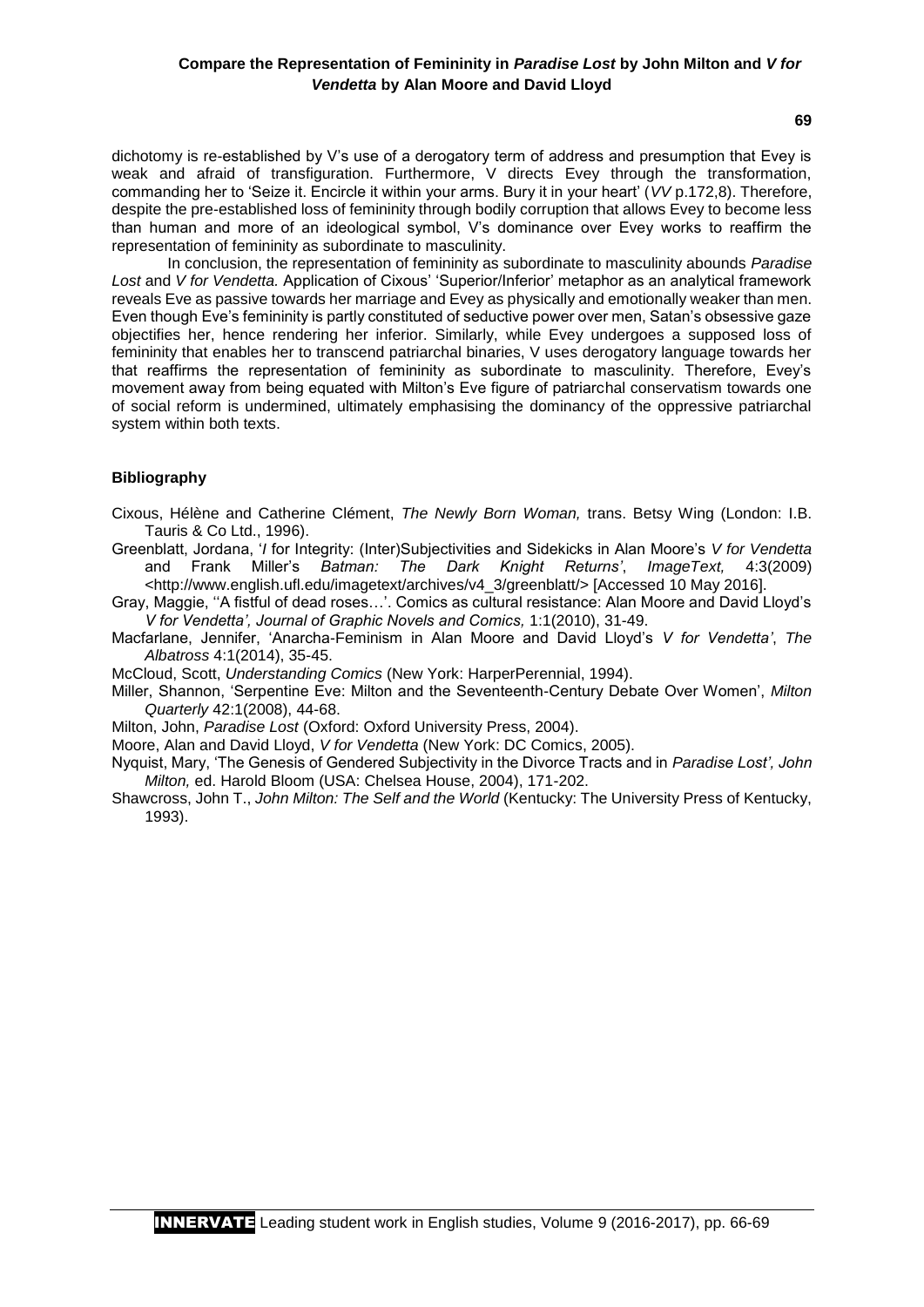dichotomy is re-established by V's use of a derogatory term of address and presumption that Evey is weak and afraid of transfiguration. Furthermore, V directs Evey through the transformation, commanding her to 'Seize it. Encircle it within your arms. Bury it in your heart' (*VV* p.172,8). Therefore, despite the pre-established loss of femininity through bodily corruption that allows Evey to become less than human and more of an ideological symbol, V's dominance over Evey works to reaffirm the representation of femininity as subordinate to masculinity.

In conclusion, the representation of femininity as subordinate to masculinity abounds *Paradise Lost* and *V for Vendetta.* Application of Cixous' 'Superior/Inferior' metaphor as an analytical framework reveals Eve as passive towards her marriage and Evey as physically and emotionally weaker than men. Even though Eve's femininity is partly constituted of seductive power over men, Satan's obsessive gaze objectifies her, hence rendering her inferior. Similarly, while Evey undergoes a supposed loss of femininity that enables her to transcend patriarchal binaries, V uses derogatory language towards her that reaffirms the representation of femininity as subordinate to masculinity. Therefore, Evey's movement away from being equated with Milton's Eve figure of patriarchal conservatism towards one of social reform is undermined, ultimately emphasising the dominancy of the oppressive patriarchal system within both texts.

## Bibliography

Cixous, Hélène and Catherine Clément, *The Newly Born Woman,* trans. Betsy Wing (London: I.B. Tauris & Co Ltd., 1996).

Greenblatt, Jordana, '*I* for Integrity: (Inter)Subjectivities and Sidekicks in Alan Moore's *V for Vendetta* and Frank Miller's *Batman: The Dark Knight Returns'*, *ImageText,* 4:3(2009) <http://www.english.ufl.edu/imagetext/archives/v4_3/greenblatt/> [Accessed 10 May 2016].

Gray, Maggie, ''A fistful of dead roses…'. Comics as cultural resistance: Alan Moore and David Lloyd's *V for Vendetta', Journal of Graphic Novels and Comics,* 1:1(2010), 31-49.

Macfarlane, Jennifer, 'Anarcha-Feminism in Alan Moore and David Lloyd's *V for Vendetta'*, *The Albatross* 4:1(2014), 35-45.

McCloud, Scott, *Understanding Comics* (New York: HarperPerennial, 1994).

Miller, Shannon, 'Serpentine Eve: Milton and the Seventeenth-Century Debate Over Women', *Milton Quarterly* 42:1(2008), 44-68.

Milton, John, *Paradise Lost* (Oxford: Oxford University Press, 2004).

Moore, Alan and David Lloyd, *V for Vendetta* (New York: DC Comics, 2005).

Nyquist, Mary, 'The Genesis of Gendered Subjectivity in the Divorce Tracts and in *Paradise Lost', John Milton,* ed. Harold Bloom (USA: Chelsea House, 2004), 171-202.

Shawcross, John T., *John Milton: The Self and the World* (Kentucky: The University Press of Kentucky, 1993).